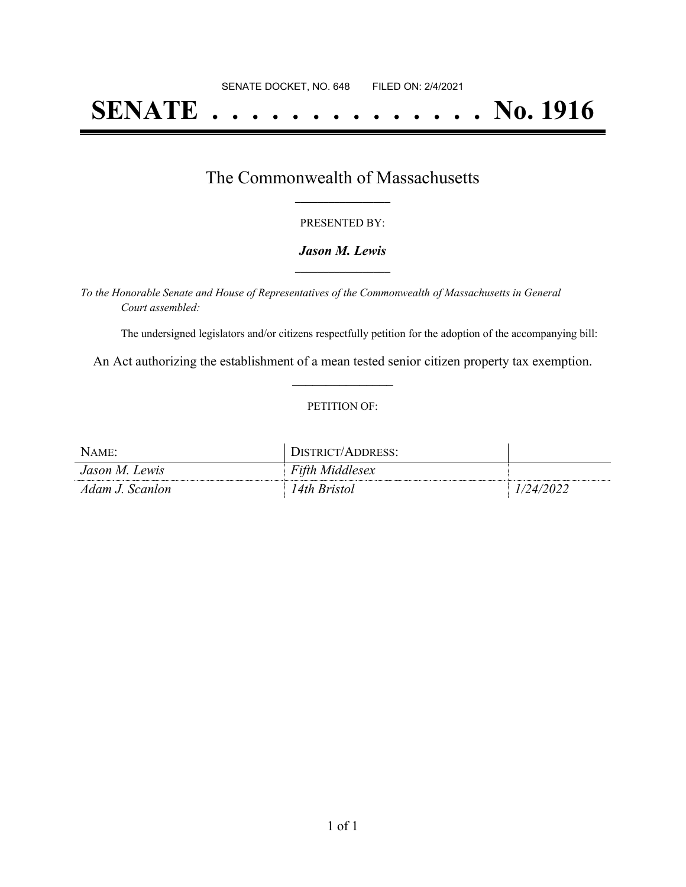SENATE DOCKET, NO. 648 FILED ON: 2/4/2021

# SENATE . . . . . . . . . . . . . . No. 1916

## The Commonwealth of Massachusetts

PRESENTED BY:

***Jason M. Lewis***

*To the Honorable Senate and House of Representatives of the Commonwealth of Massachusetts in General Court assembled:*

The undersigned legislators and/or citizens respectfully petition for the adoption of the accompanying bill:

An Act authorizing the establishment of a mean tested senior citizen property tax exemption.

PETITION OF:

| NAME: | DISTRICT/ADDRESS: | |
|---|---|---|
| *Jason M. Lewis* | *Fifth Middlesex* | |
| *Adam J. Scanlon* | *14th Bristol* | *1/24/2022* |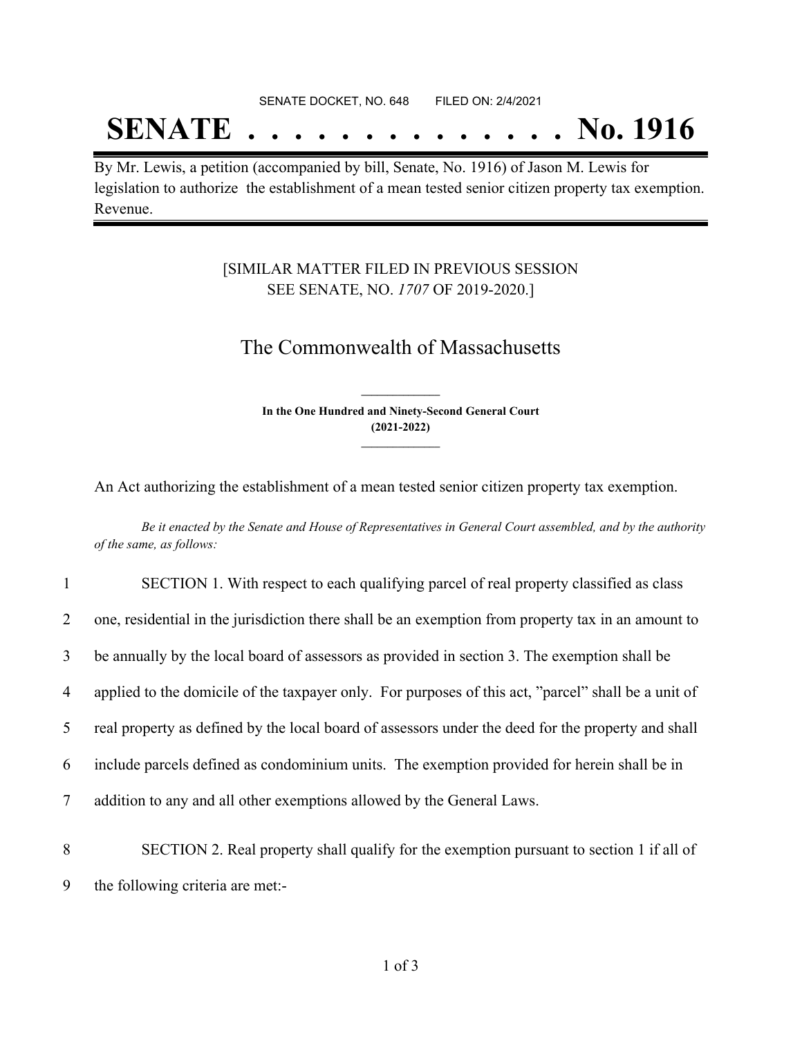SENATE DOCKET, NO. 648        FILED ON: 2/4/2021

# SENATE . . . . . . . . . . . . . . No. 1916

By Mr. Lewis, a petition (accompanied by bill, Senate, No. 1916) of Jason M. Lewis for legislation to authorize the establishment of a mean tested senior citizen property tax exemption. Revenue.

[SIMILAR MATTER FILED IN PREVIOUS SESSION SEE SENATE, NO. *1707* OF 2019-2020.]

## The Commonwealth of Massachusetts

**In the One Hundred and Ninety-Second General Court (2021-2022)**

An Act authorizing the establishment of a mean tested senior citizen property tax exemption.

*Be it enacted by the Senate and House of Representatives in General Court assembled, and by the authority of the same, as follows:*

1 SECTION 1. With respect to each qualifying parcel of real property classified as class
2 one, residential in the jurisdiction there shall be an exemption from property tax in an amount to
3 be annually by the local board of assessors as provided in section 3. The exemption shall be
4 applied to the domicile of the taxpayer only. For purposes of this act, "parcel" shall be a unit of
5 real property as defined by the local board of assessors under the deed for the property and shall
6 include parcels defined as condominium units. The exemption provided for herein shall be in
7 addition to any and all other exemptions allowed by the General Laws.

8 SECTION 2. Real property shall qualify for the exemption pursuant to section 1 if all of
9 the following criteria are met:-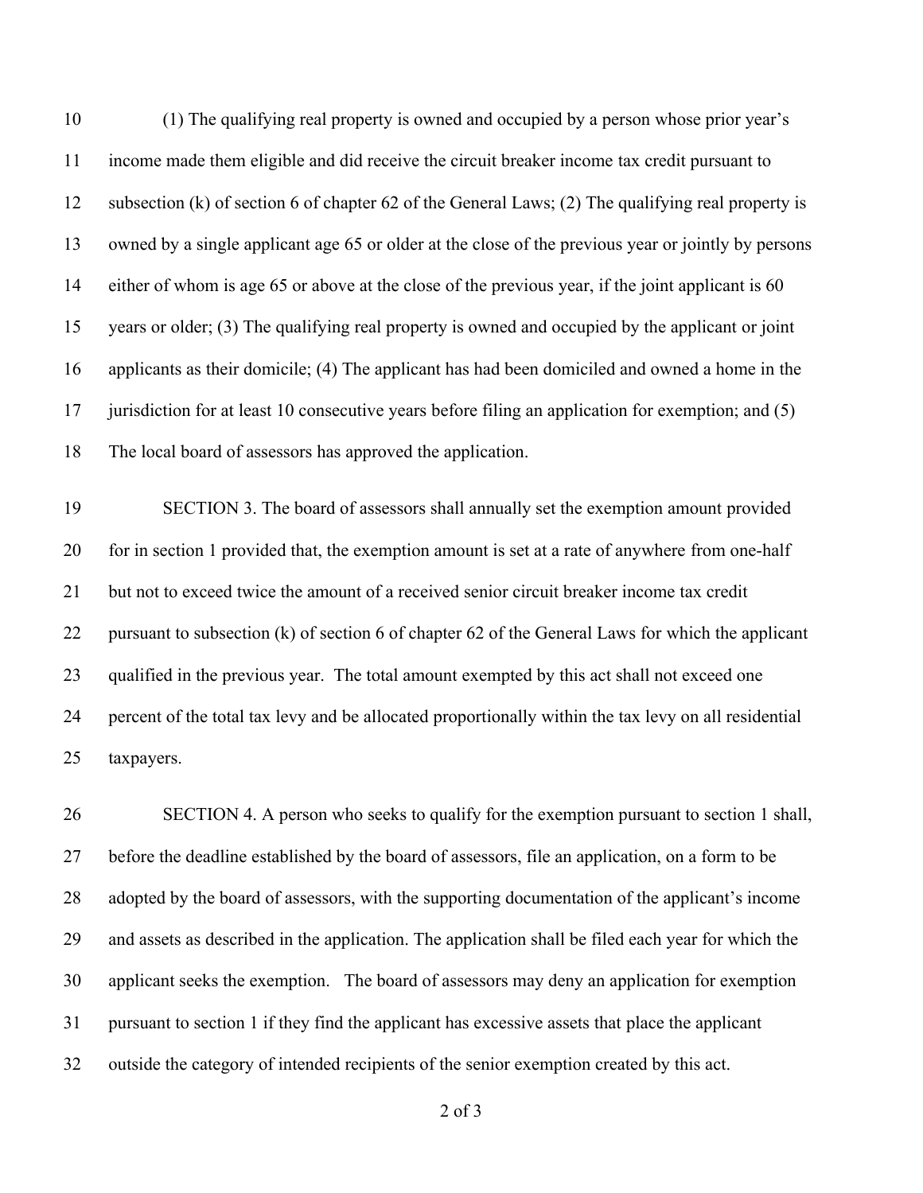(1) The qualifying real property is owned and occupied by a person whose prior year's income made them eligible and did receive the circuit breaker income tax credit pursuant to subsection (k) of section 6 of chapter 62 of the General Laws; (2) The qualifying real property is owned by a single applicant age 65 or older at the close of the previous year or jointly by persons either of whom is age 65 or above at the close of the previous year, if the joint applicant is 60 years or older; (3) The qualifying real property is owned and occupied by the applicant or joint applicants as their domicile; (4) The applicant has had been domiciled and owned a home in the jurisdiction for at least 10 consecutive years before filing an application for exemption; and (5) The local board of assessors has approved the application.

SECTION 3. The board of assessors shall annually set the exemption amount provided for in section 1 provided that, the exemption amount is set at a rate of anywhere from one-half but not to exceed twice the amount of a received senior circuit breaker income tax credit pursuant to subsection (k) of section 6 of chapter 62 of the General Laws for which the applicant qualified in the previous year. The total amount exempted by this act shall not exceed one percent of the total tax levy and be allocated proportionally within the tax levy on all residential taxpayers.

SECTION 4. A person who seeks to qualify for the exemption pursuant to section 1 shall, before the deadline established by the board of assessors, file an application, on a form to be adopted by the board of assessors, with the supporting documentation of the applicant's income and assets as described in the application. The application shall be filed each year for which the applicant seeks the exemption. The board of assessors may deny an application for exemption pursuant to section 1 if they find the applicant has excessive assets that place the applicant outside the category of intended recipients of the senior exemption created by this act.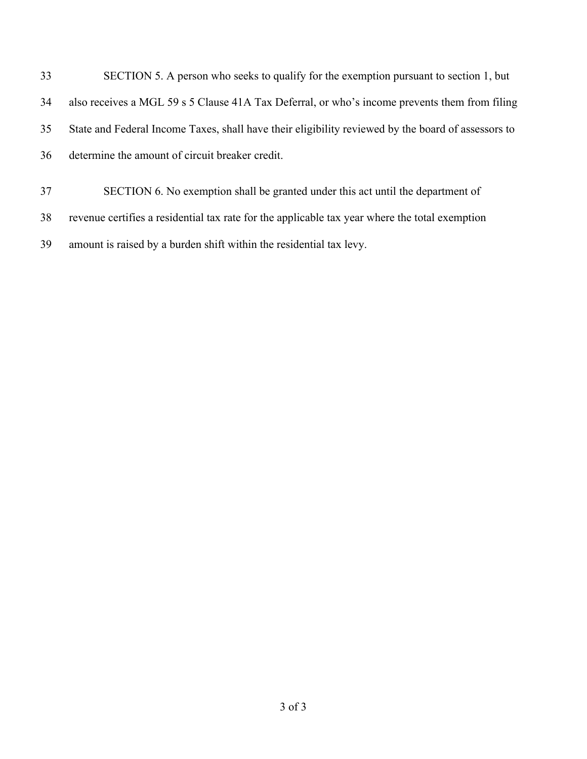SECTION 5. A person who seeks to qualify for the exemption pursuant to section 1, but also receives a MGL 59 s 5 Clause 41A Tax Deferral, or who's income prevents them from filing State and Federal Income Taxes, shall have their eligibility reviewed by the board of assessors to determine the amount of circuit breaker credit.

SECTION 6. No exemption shall be granted under this act until the department of revenue certifies a residential tax rate for the applicable tax year where the total exemption amount is raised by a burden shift within the residential tax levy.